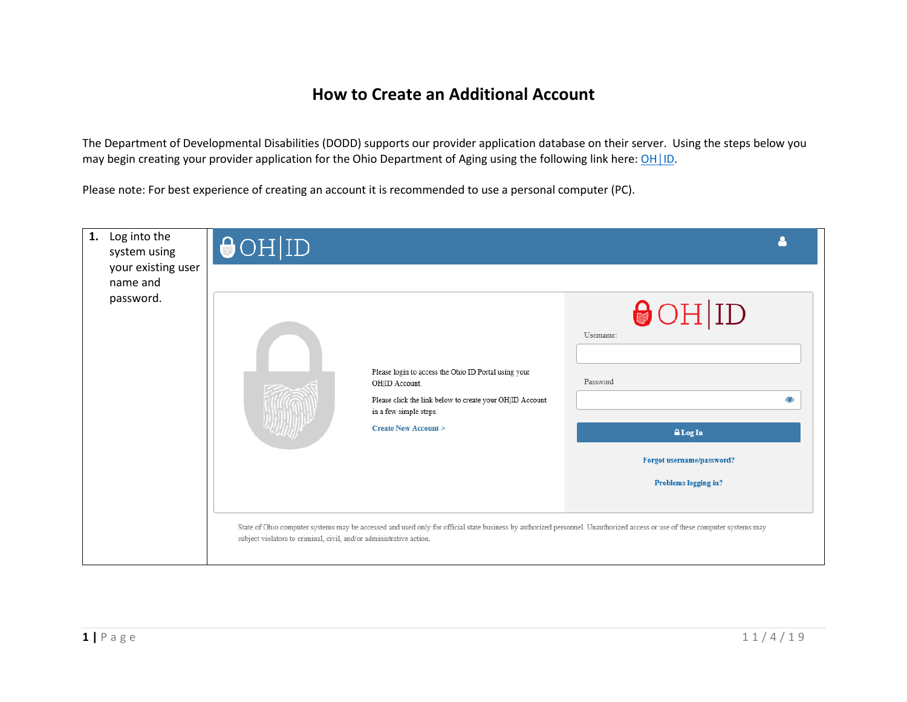# How to Create an Additional Account

The Department of Developmental Disabilities (DODD) supports our provider application database on their server. Using the steps below you may begin creating your provider application for the Ohio Department of Aging using the following link here: OH|ID.

Please note: For best experience of creating an account it is recommended to use a personal computer (PC).

| | |
|---|---|
| **1.** Log into the system using your existing user name and password. | OH\|ID<br><br>Please login to access the Ohio ID Portal using your OH\|ID Account.<br><br>Please click the link below to create your OH\|ID Account in a few simple steps.<br><br>Create New Account ><br><br>OH\|ID<br>Username:<br>Password<br>Log In<br>Forgot username/password?<br>Problems logging in?<br><br>State of Ohio computer systems may be accessed and used only for official state business by authorized personnel. Unauthorized access or use of these computer systems may subject violators to criminal, civil, and/or administrative action. |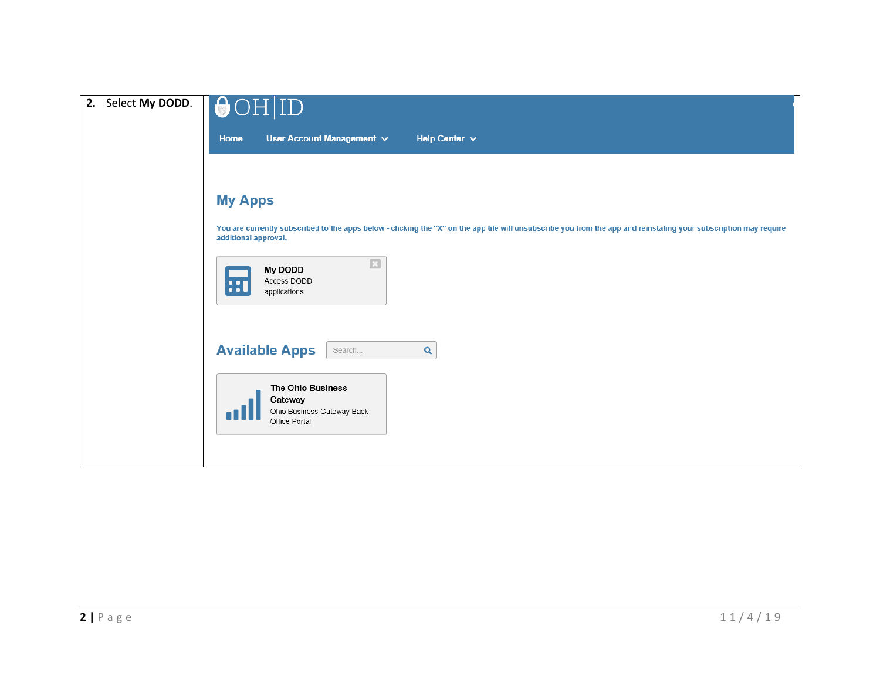| | |
|---|---|
| 2. Select **My DODD**. | OH\|ID<br><br>Home User Account Management Help Center<br><br>**My Apps**<br><br>You are currently subscribed to the apps below - clicking the "X" on the app tile will unsubscribe you from the app and reinstating your subscription may require additional approval.<br><br>**My DODD**<br>Access DODD applications<br><br>**Available Apps** Search...<br><br>**The Ohio Business Gateway**<br>Ohio Business Gateway Back-Office Portal |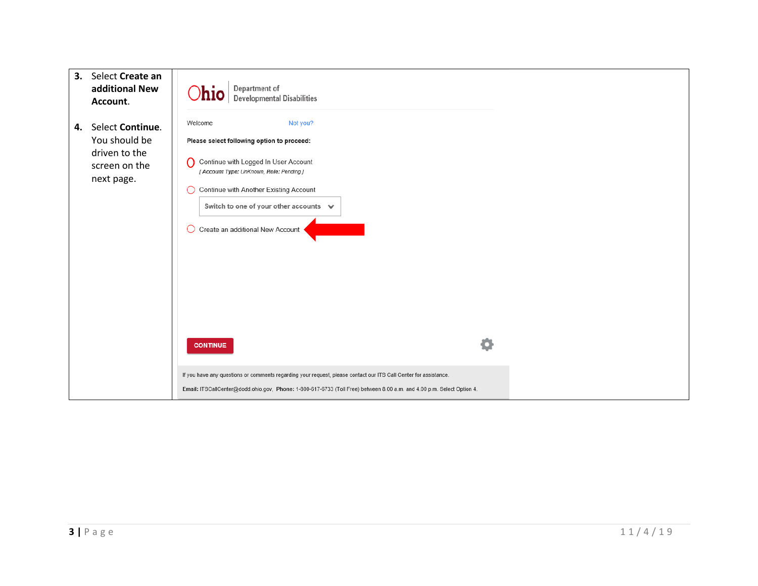| | |
|---|---|
| 3. Select **Create an additional New Account**.<br><br>4. Select **Continue**. You should be driven to the screen on the next page. | Ohio \| Department of Developmental Disabilities<br><br>Welcome Not you?<br><br>**Please select following option to proceed:**<br><br>Continue with Logged In User Account<br>*[ Account Type: UnKnown, Role: Pending ]*<br><br>Continue with Another Existing Account<br>Switch to one of your other accounts<br><br>Create an additional New Account<br><br>CONTINUE<br><br>If you have any questions or comments regarding your request, please contact our ITS Call Center for assistance.<br><br>**Email:** ITSCallCenter@dodd.ohio.gov, **Phone:** 1-800-617-6733 (Toll Free) between 8.00 a.m. and 4.00 p.m. Select Option 4. |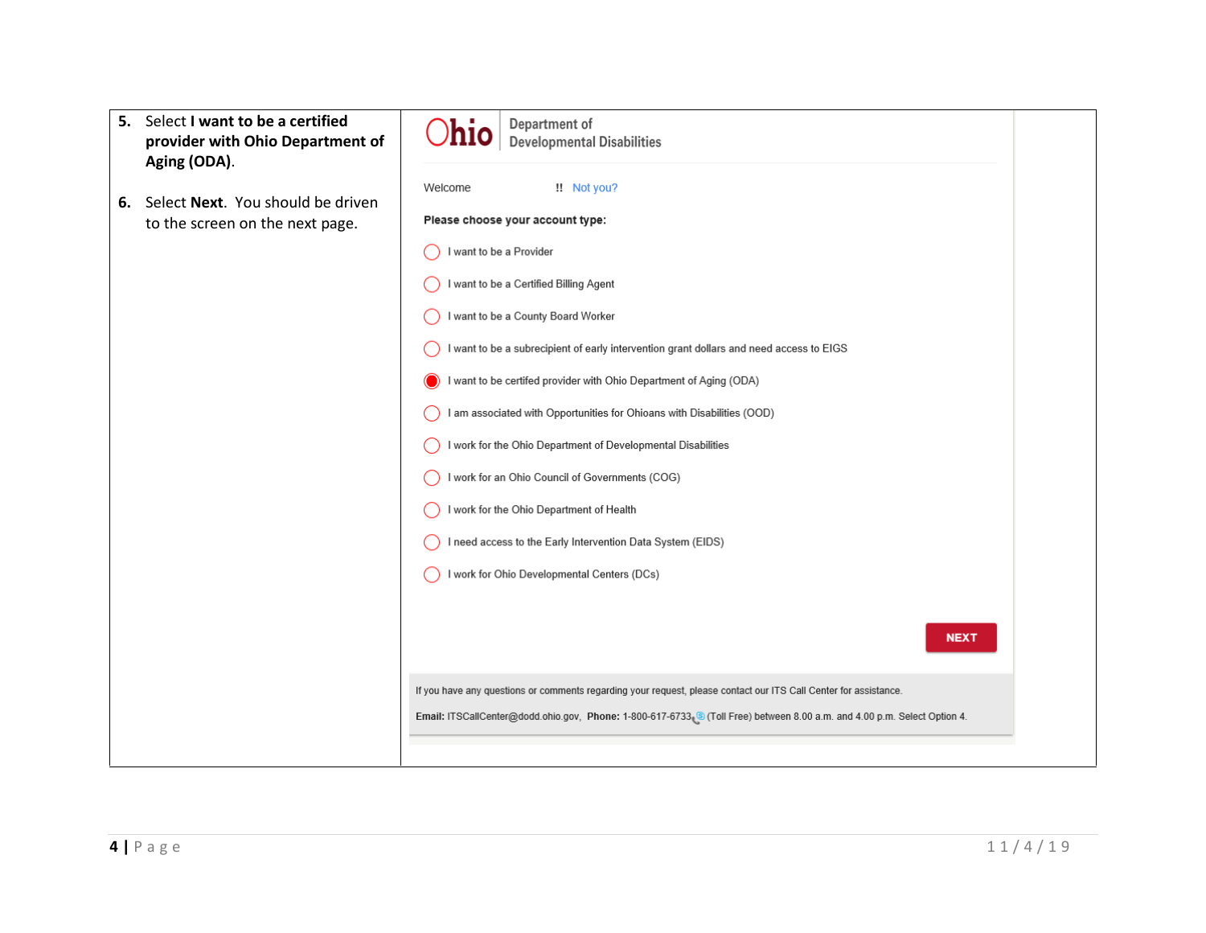| | |
|---|---|
| **5.** Select **I want to be a certified provider with Ohio Department of Aging (ODA)**.<br><br>**6.** Select **Next**. You should be driven to the screen on the next page. | Ohio \| Department of Developmental Disabilities<br><br>Welcome !! Not you?<br><br>**Please choose your account type:**<br><br>◯ I want to be a Provider<br>◯ I want to be a Certified Billing Agent<br>◯ I want to be a County Board Worker<br>◯ I want to be a subrecipient of early intervention grant dollars and need access to EIGS<br>◉ I want to be certifed provider with Ohio Department of Aging (ODA)<br>◯ I am associated with Opportunities for Ohioans with Disabilities (OOD)<br>◯ I work for the Ohio Department of Developmental Disabilities<br>◯ I work for an Ohio Council of Governments (COG)<br>◯ I work for the Ohio Department of Health<br>◯ I need access to the Early Intervention Data System (EIDS)<br>◯ I work for Ohio Developmental Centers (DCs)<br><br>NEXT<br><br>If you have any questions or comments regarding your request, please contact our ITS Call Center for assistance.<br>**Email:** ITSCallCenter@dodd.ohio.gov, **Phone:** 1-800-617-6733 (Toll Free) between 8.00 a.m. and 4.00 p.m. Select Option 4. |

11/4/19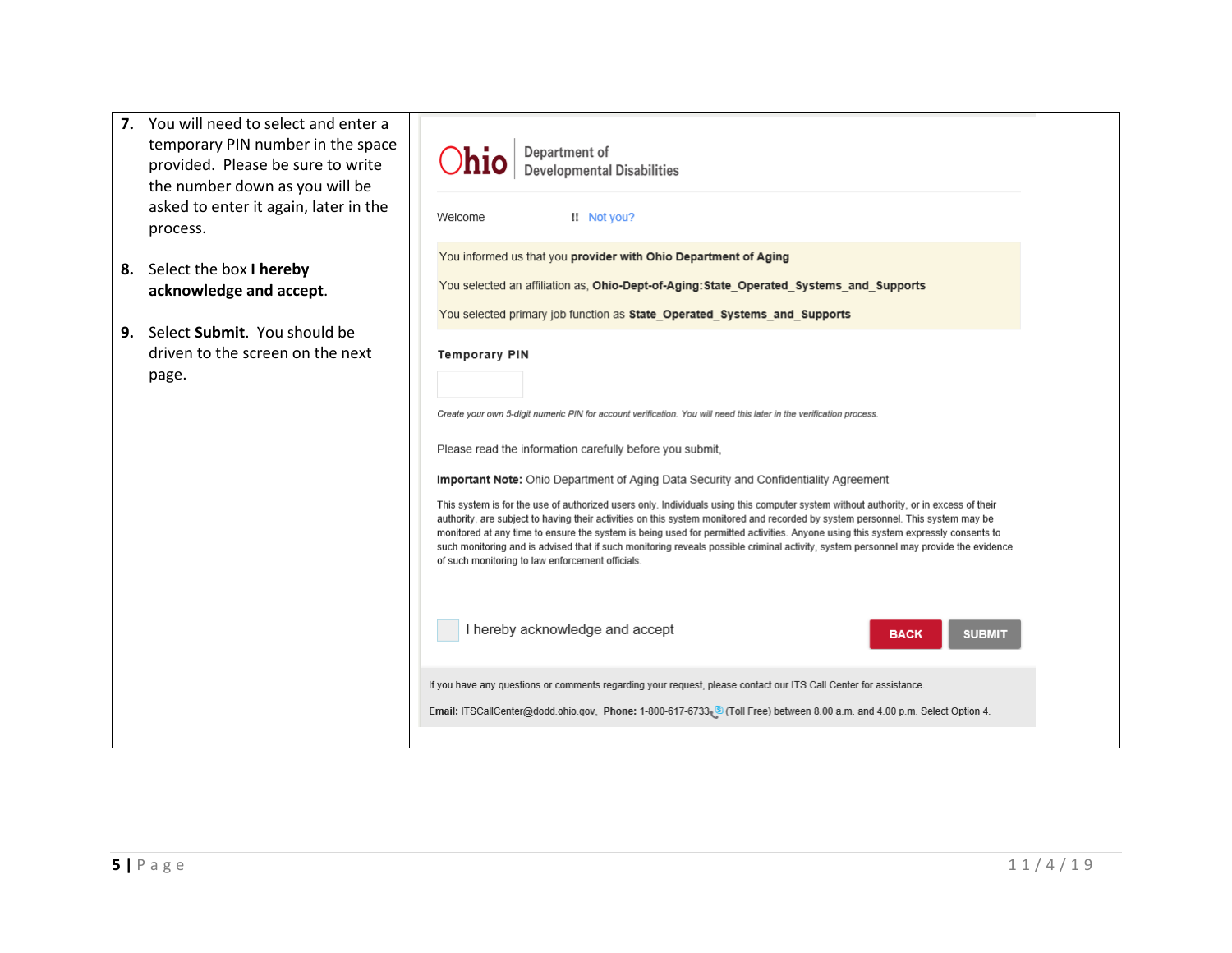7. You will need to select and enter a temporary PIN number in the space provided. Please be sure to write the number down as you will be asked to enter it again, later in the process.

8. Select the box **I hereby acknowledge and accept**.

9. Select **Submit**. You should be driven to the screen on the next page.

Ohio | Department of Developmental Disabilities

Welcome !! Not you?

You informed us that you **provider with Ohio Department of Aging**

You selected an affiliation as, **Ohio-Dept-of-Aging:State_Operated_Systems_and_Supports**

You selected primary job function as **State_Operated_Systems_and_Supports**

**Temporary PIN**

*Create your own 5-digit numeric PIN for account verification. You will need this later in the verification process.*

Please read the information carefully before you submit,

**Important Note:** Ohio Department of Aging Data Security and Confidentiality Agreement

This system is for the use of authorized users only. Individuals using this computer system without authority, or in excess of their authority, are subject to having their activities on this system monitored and recorded by system personnel. This system may be monitored at any time to ensure the system is being used for permitted activities. Anyone using this system expressly consents to such monitoring and is advised that if such monitoring reveals possible criminal activity, system personnel may provide the evidence of such monitoring to law enforcement officials.

☐ I hereby acknowledge and accept

BACK | SUBMIT

If you have any questions or comments regarding your request, please contact our ITS Call Center for assistance.

**Email:** ITSCallCenter@dodd.ohio.gov, **Phone:** 1-800-617-6733 (Toll Free) between 8.00 a.m. and 4.00 p.m. Select Option 4.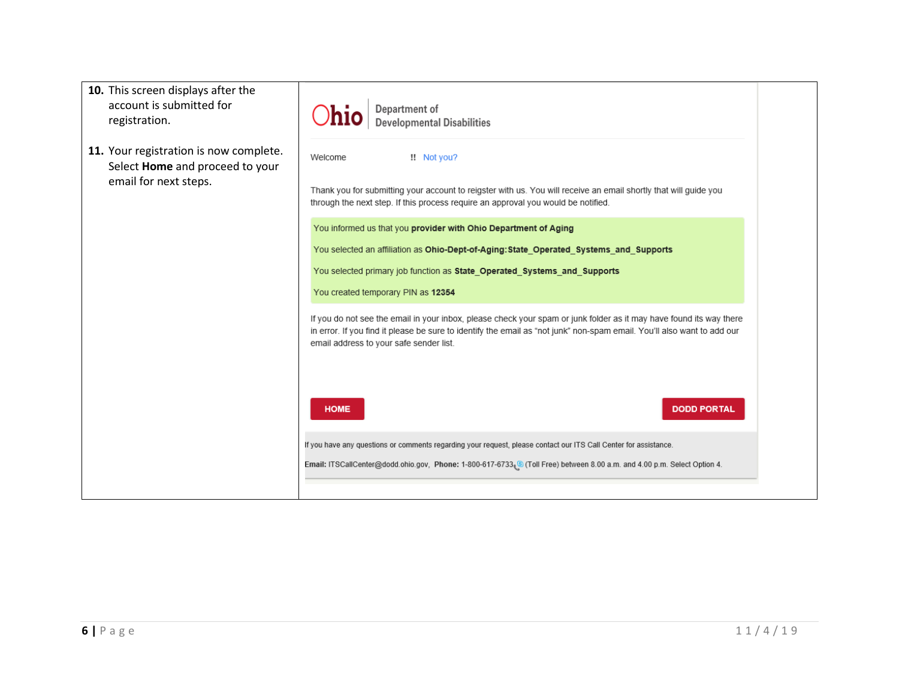| | |
|---|---|
| **10.** This screen displays after the account is submitted for registration.<br><br>**11.** Your registration is now complete. Select **Home** and proceed to your email for next steps. | Ohio \| Department of Developmental Disabilities<br><br>Welcome !! Not you?<br><br>Thank you for submitting your account to reigster with us. You will receive an email shortly that will guide you through the next step. If this process require an approval you would be notified.<br><br>You informed us that you **provider with Ohio Department of Aging**<br>You selected an affiliation as **Ohio-Dept-of-Aging:State_Operated_Systems_and_Supports**<br>You selected primary job function as **State_Operated_Systems_and_Supports**<br>You created temporary PIN as **12354**<br><br>If you do not see the email in your inbox, please check your spam or junk folder as it may have found its way there in error. If you find it please be sure to identify the email as "not junk" non-spam email. You'll also want to add our email address to your safe sender list.<br><br>HOME DODD PORTAL<br><br>If you have any questions or comments regarding your request, please contact our ITS Call Center for assistance.<br>**Email:** ITSCallCenter@dodd.ohio.gov, **Phone:** 1-800-617-6733 (Toll Free) between 8.00 a.m. and 4.00 p.m. Select Option 4. |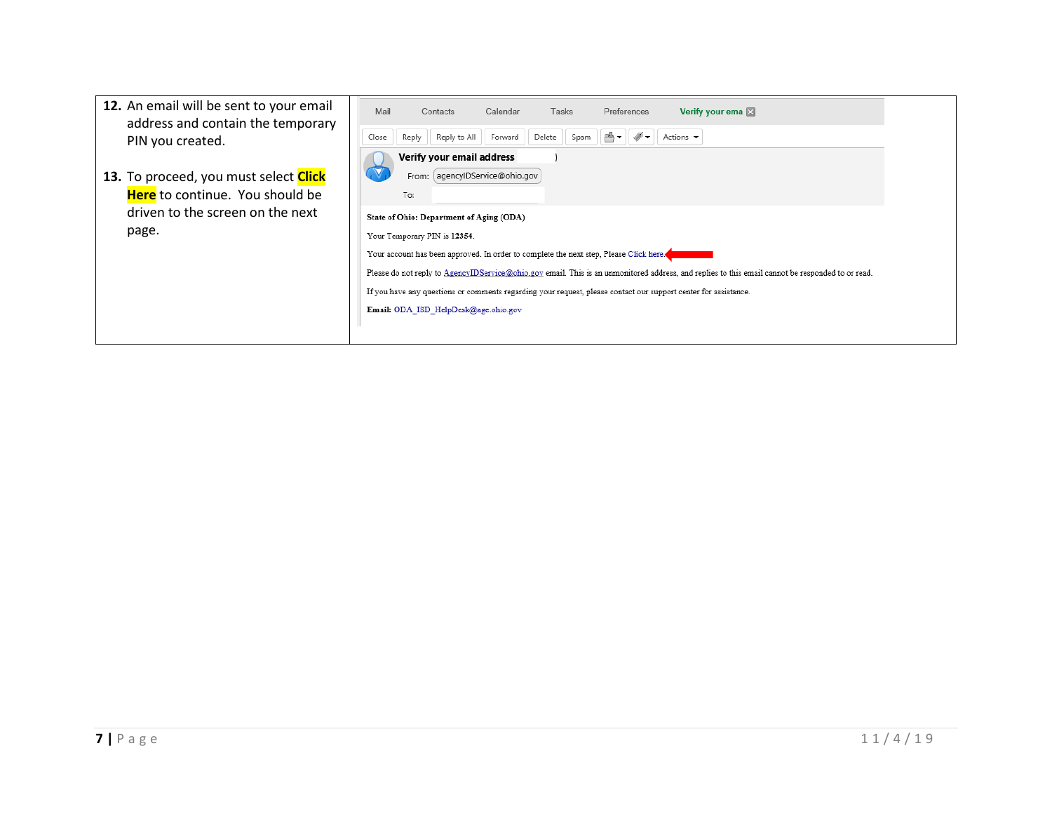| | |
|---|---|
| **12.** An email will be sent to your email address and contain the temporary PIN you created.<br><br>**13.** To proceed, you must select **Click Here** to continue. You should be driven to the screen on the next page. | Mail Contacts Calendar Tasks Preferences Verify your ema<br>Close Reply Reply to All Forward Delete Spam Actions<br>**Verify your email address** )<br>From: agencyIDService@ohio.gov<br>To:<br><br>**State of Ohio: Department of Aging (ODA)**<br><br>Your Temporary PIN is **12354**.<br><br>Your account has been approved. In order to complete the next step, Please Click here.<br><br>Please do not reply to AgencyIDService@ohio.gov email. This is an unmonitored address, and replies to this email cannot be responded to or read.<br><br>If you have any questions or comments regarding your request, please contact our support center for assistance.<br><br>**Email:** ODA_ISD_HelpDesk@age.ohio.gov |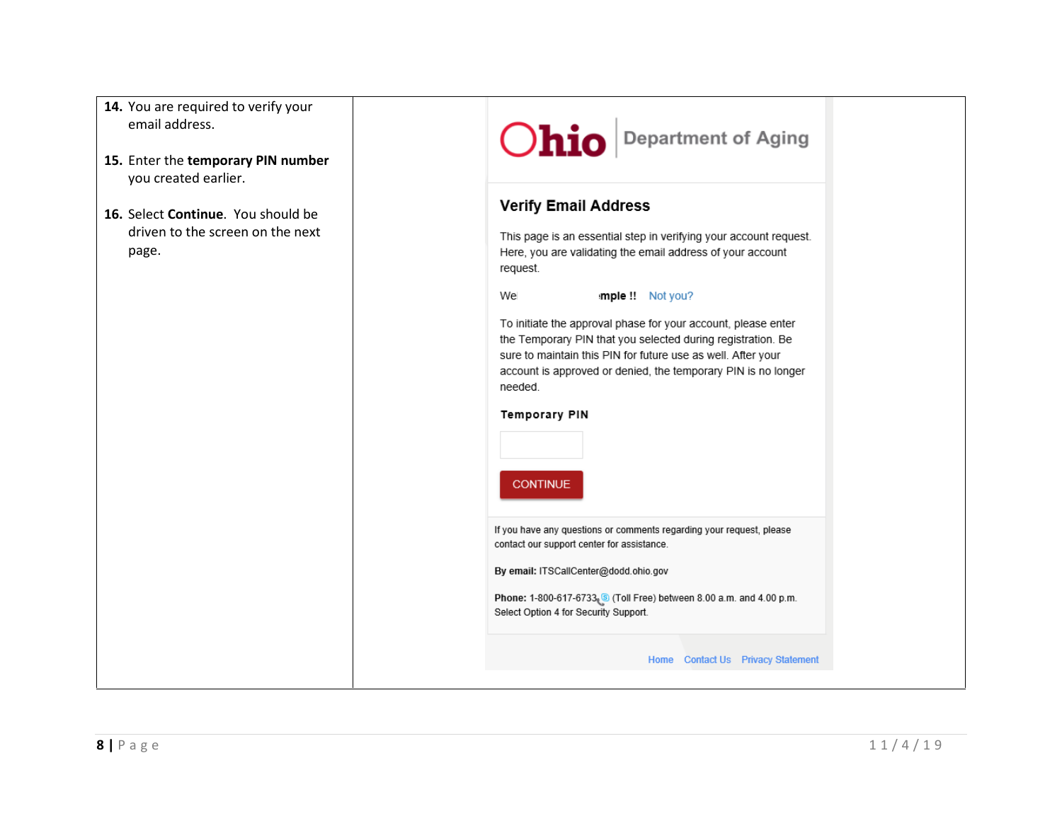| | |
|---|---|
| **14.** You are required to verify your email address.<br><br>**15.** Enter the **temporary PIN number** you created earlier.<br><br>**16.** Select **Continue**. You should be driven to the screen on the next page. | Ohio Department of Aging<br><br>**Verify Email Address**<br><br>This page is an essential step in verifying your account request. Here, you are validating the email address of your account request.<br><br>We **mple !!** Not you?<br><br>To initiate the approval phase for your account, please enter the Temporary PIN that you selected during registration. Be sure to maintain this PIN for future use as well. After your account is approved or denied, the temporary PIN is no longer needed.<br><br>**Temporary PIN**<br><br>CONTINUE<br><br>If you have any questions or comments regarding your request, please contact our support center for assistance.<br><br>**By email:** ITSCallCenter@dodd.ohio.gov<br><br>**Phone:** 1-800-617-6733 (Toll Free) between 8.00 a.m. and 4.00 p.m. Select Option 4 for Security Support.<br><br>Home Contact Us Privacy Statement |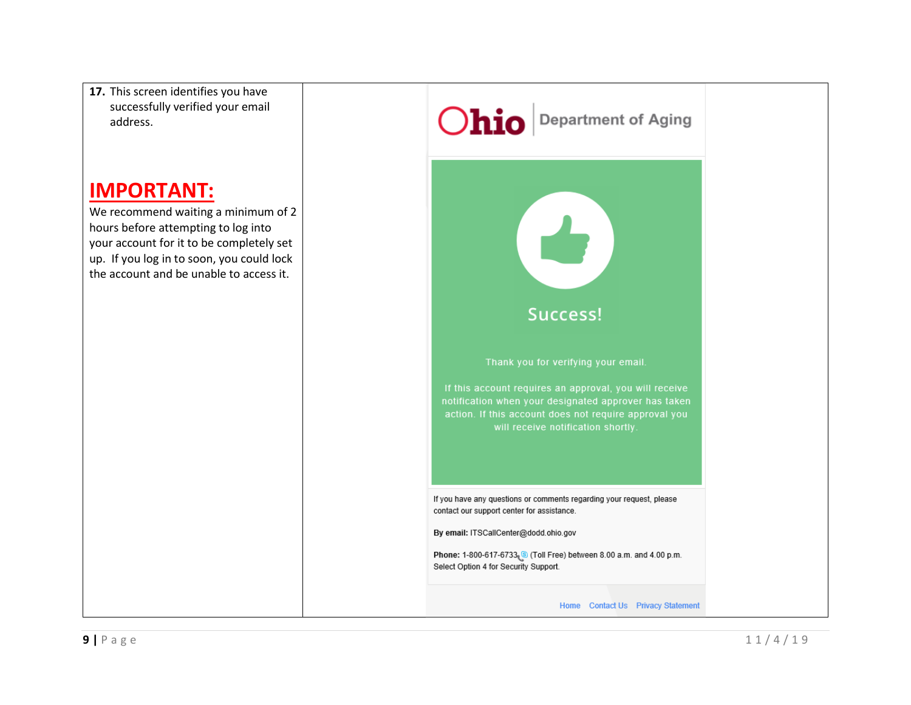**17.** This screen identifies you have successfully verified your email address.

## IMPORTANT:

We recommend waiting a minimum of 2 hours before attempting to log into your account for it to be completely set up. If you log in to soon, you could lock the account and be unable to access it.

Ohio | Department of Aging

Success!

Thank you for verifying your email.

If this account requires an approval, you will receive notification when your designated approver has taken action. If this account does not require approval you will receive notification shortly.

If you have any questions or comments regarding your request, please contact our support center for assistance.

**By email:** ITSCallCenter@dodd.ohio.gov

**Phone:** 1-800-617-6733 (Toll Free) between 8.00 a.m. and 4.00 p.m. Select Option 4 for Security Support.

Home Contact Us Privacy Statement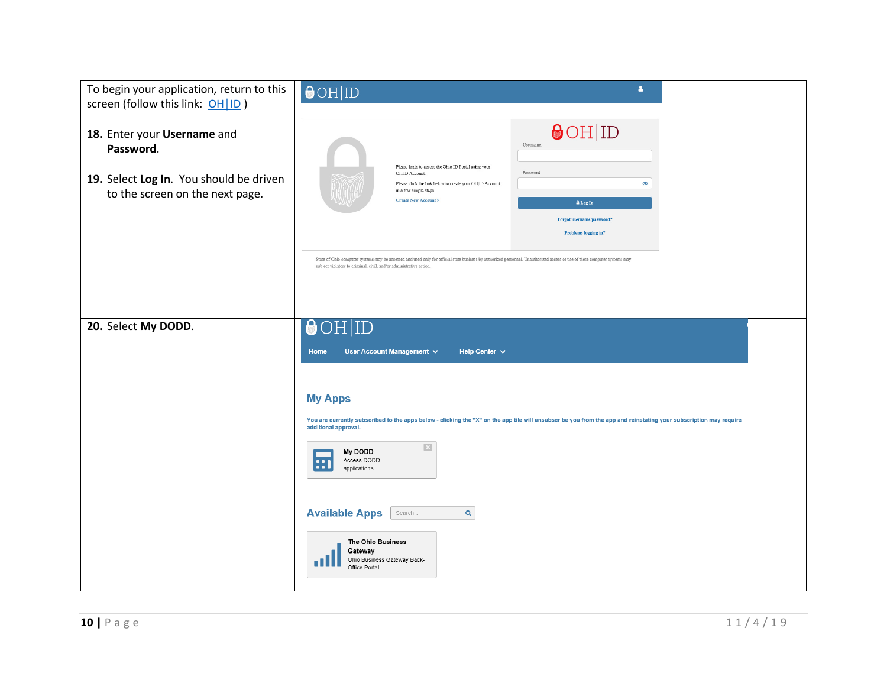| | |
|---|---|
| To begin your application, return to this screen (follow this link: OH\|ID )<br><br>**18.** Enter your **Username** and **Password**.<br><br>**19.** Select **Log In**. You should be driven to the screen on the next page. | OH\|ID<br><br>Please login to access the Ohio ID Portal using your OH\|ID Account.<br>Please click the link below to create your OH\|ID Account in a few simple steps.<br>Create New Account ><br><br>OH\|ID<br>Username:<br>Password<br>Log In<br>Forgot username/password?<br>Problems logging in?<br><br>State of Ohio computer systems may be accessed and used only for official state business by authorized personnel. Unauthorized access or use of these computer systems may subject violators to criminal, civil, and/or administrative action. |
| **20.** Select **My DODD**. | OH\|ID<br>Home User Account Management Help Center<br><br>My Apps<br>You are currently subscribed to the apps below - clicking the "X" on the app tile will unsubscribe you from the app and reinstating your subscription may require additional approval.<br><br>My DODD<br>Access DODD applications<br><br>Available Apps<br>Search...<br><br>The Ohio Business Gateway<br>Ohio Business Gateway Back-Office Portal |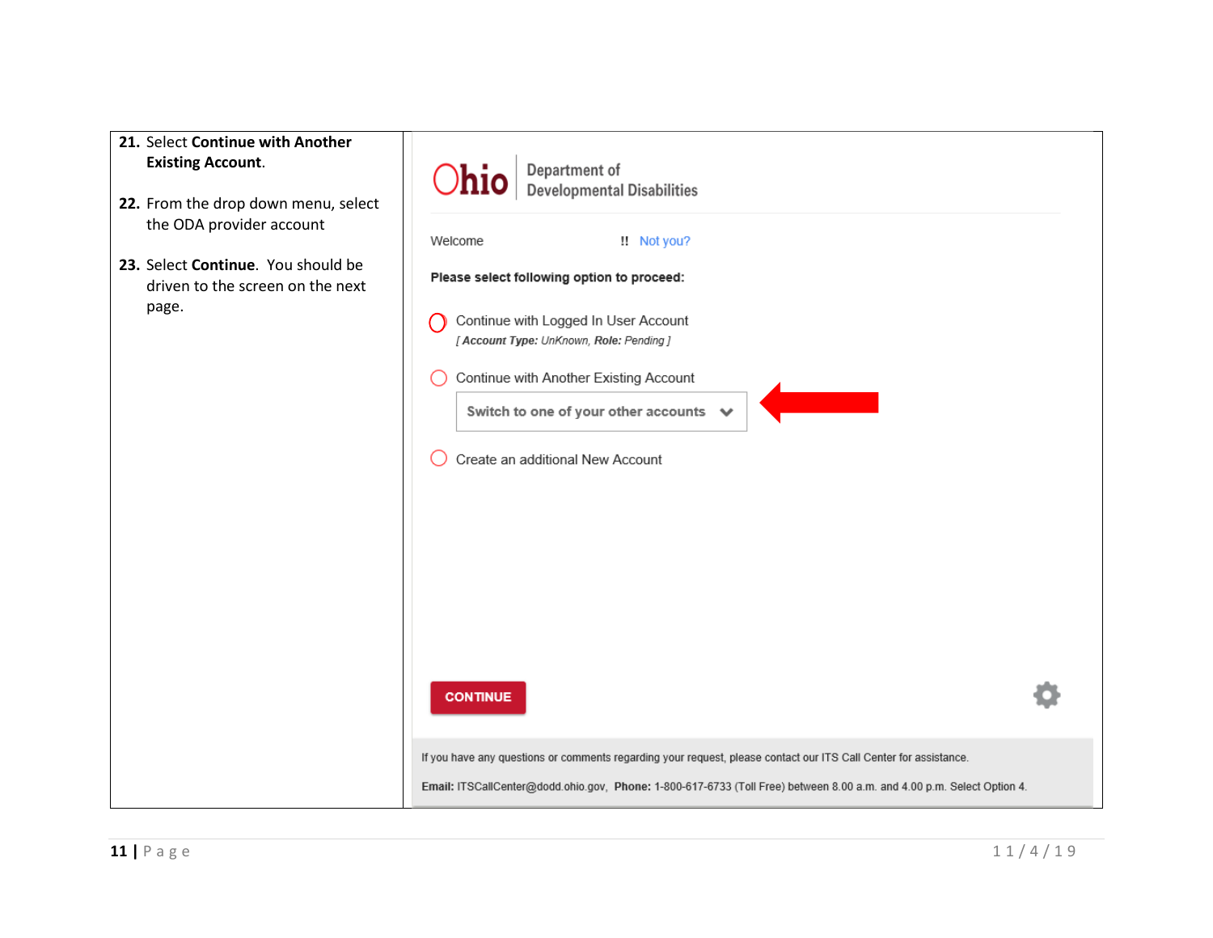| | |
|---|---|
| **21.** Select **Continue with Another Existing Account**.<br><br>**22.** From the drop down menu, select the ODA provider account<br><br>**23.** Select **Continue**. You should be driven to the screen on the next page. | Ohio Department of Developmental Disabilities<br><br>Welcome !! Not you?<br><br>**Please select following option to proceed:**<br><br>Continue with Logged In User Account<br>*[ **Account Type:** UnKnown, **Role:** Pending ]*<br><br>Continue with Another Existing Account<br>Switch to one of your other accounts<br><br>Create an additional New Account<br><br>CONTINUE<br><br>If you have any questions or comments regarding your request, please contact our ITS Call Center for assistance.<br><br>**Email:** ITSCallCenter@dodd.ohio.gov, **Phone:** 1-800-617-6733 (Toll Free) between 8.00 a.m. and 4.00 p.m. Select Option 4. |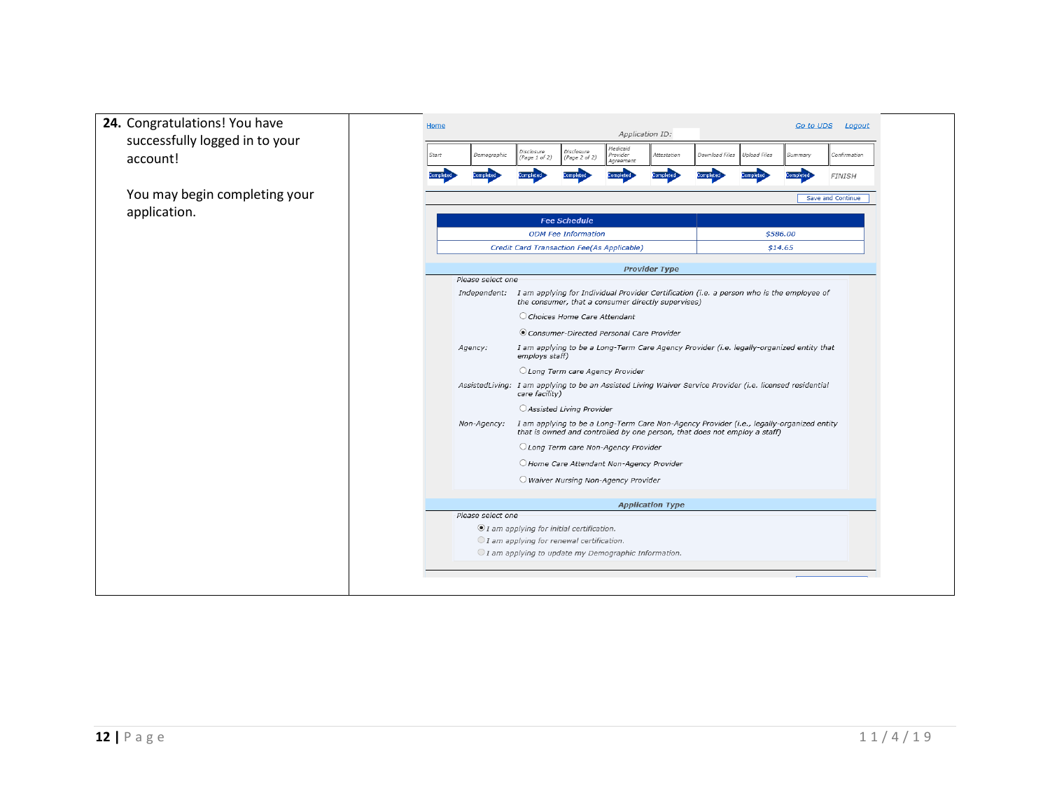| | |
|---|---|
| **24.** Congratulations! You have successfully logged in to your account!<br><br>You may begin completing your application. | Home &nbsp;&nbsp; Application ID: &nbsp;&nbsp; Go to UDS &nbsp;&nbsp; Logout<br><br>Start → Demographic → Disclosure (Page 1 of 2) → Disclosure (Page 2 of 2) → Medicaid Provider Agreement → Attestation → Download Files → Upload Files → Summary → Confirmation<br>Completed / Completed / Completed / Completed / Completed / Completed / Completed / Completed / Completed / FINISH<br><br>Save and Continue<br><br>**Fee Schedule**<br>ODM Fee Information — $586.00<br>Credit Card Transaction Fee(As Applicable) — $14.65<br><br>**Provider Type**<br>Please select one<br>Independent: I am applying for Individual Provider Certification (i.e. a person who is the employee of the consumer, that a consumer directly supervises)<br>○ Choices Home Care Attendant<br>◉ Consumer-Directed Personal Care Provider<br>Agency: I am applying to be a Long-Term Care Agency Provider (i.e. legally-organized entity that employs staff)<br>○ Long Term care Agency Provider<br>AssistedLiving: I am applying to be an Assisted Living Waiver Service Provider (i.e. licensed residential care facility)<br>○ Assisted Living Provider<br>Non-Agency: I am applying to be a Long-Term Care Non-Agency Provider (i.e., legally-organized entity that is owned and controlled by one person, that does not employ a staff)<br>○ Long Term care Non-Agency Provider<br>○ Home Care Attendant Non-Agency Provider<br>○ Waiver Nursing Non-Agency Provider<br><br>**Application Type**<br>Please select one<br>◉ I am applying for initial certification.<br>○ I am applying for renewal certification.<br>○ I am applying to update my Demographic Information. |